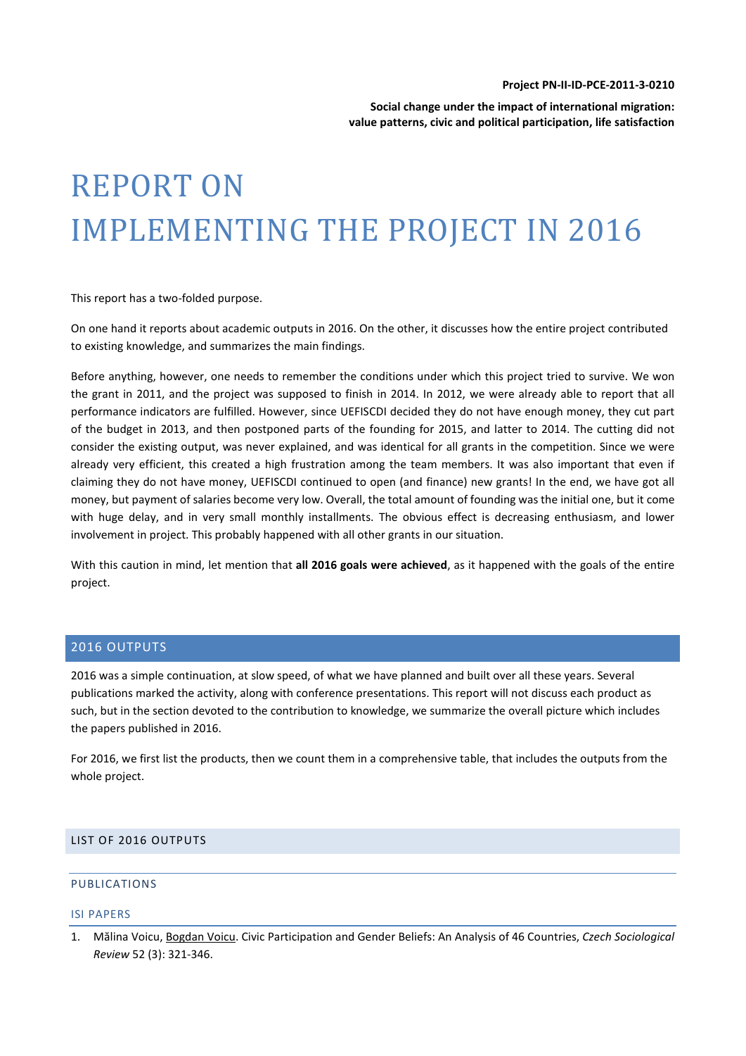**Project PN-II-ID-PCE-2011-3-0210**

**Social change under the impact of international migration: value patterns, civic and political participation, life satisfaction**

# REPORT ON IMPLEMENTING THE PROJECT IN 2016

This report has a two-folded purpose.

On one hand it reports about academic outputs in 2016. On the other, it discusses how the entire project contributed to existing knowledge, and summarizes the main findings.

Before anything, however, one needs to remember the conditions under which this project tried to survive. We won the grant in 2011, and the project was supposed to finish in 2014. In 2012, we were already able to report that all performance indicators are fulfilled. However, since UEFISCDI decided they do not have enough money, they cut part of the budget in 2013, and then postponed parts of the founding for 2015, and latter to 2014. The cutting did not consider the existing output, was never explained, and was identical for all grants in the competition. Since we were already very efficient, this created a high frustration among the team members. It was also important that even if claiming they do not have money, UEFISCDI continued to open (and finance) new grants! In the end, we have got all money, but payment of salaries become very low. Overall, the total amount of founding was the initial one, but it come with huge delay, and in very small monthly installments. The obvious effect is decreasing enthusiasm, and lower involvement in project. This probably happened with all other grants in our situation.

With this caution in mind, let mention that **all 2016 goals were achieved**, as it happened with the goals of the entire project.

## 2016 OUTPUTS

2016 was a simple continuation, at slow speed, of what we have planned and built over all these years. Several publications marked the activity, along with conference presentations. This report will not discuss each product as such, but in the section devoted to the contribution to knowledge, we summarize the overall picture which includes the papers published in 2016.

For 2016, we first list the products, then we count them in a comprehensive table, that includes the outputs from the whole project.

### LIST OF 2016 OUTPUTS

#### PUBLICATIONS

##### ISI PAPERS

1. Mălina Voicu, Bogdan Voicu. Civic Participation and Gender Beliefs: An Analysis of 46 Countries, *Czech Sociological Review* 52 (3): 321-346.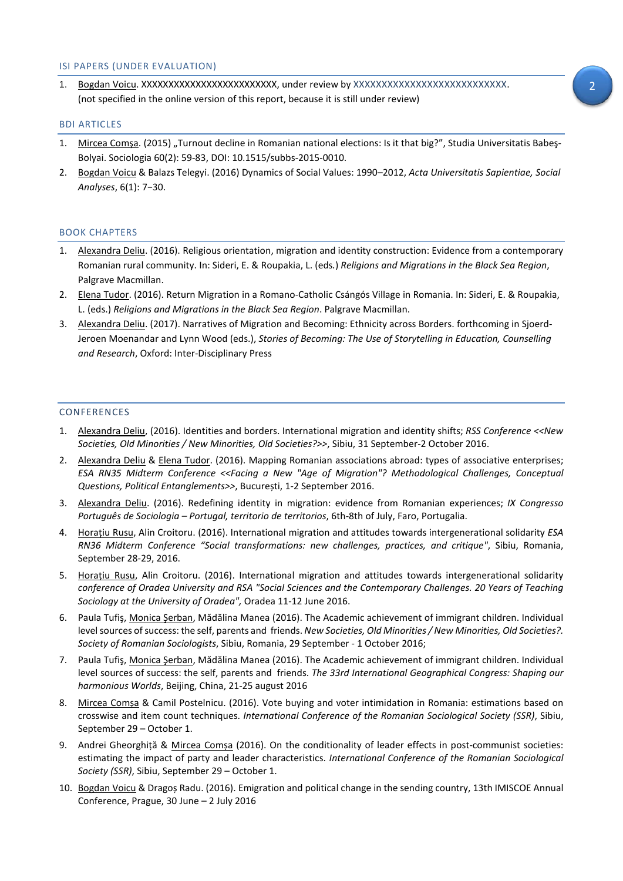## ISI PAPERS (UNDER EVALUATION)

1. Bogdan Voicu. XXXXXXXXXXXXXXXXXXXXXXXXX, under review by XXXXXXXXXXXXXXXXXXXXXXXXXXX. (not specified in the online version of this report, because it is still under review)

## BDI ARTICLES

1. Mircea Comşa. (2015) „Turnout decline in Romanian national elections: Is it that big?", Studia Universitatis Babeş-Bolyai. Sociologia 60(2): 59-83, DOI: 10.1515/subbs-2015-0010.
2. Bogdan Voicu & Balazs Telegyi. (2016) Dynamics of Social Values: 1990–2012, *Acta Universitatis Sapientiae, Social Analyses*, 6(1): 7−30.

## BOOK CHAPTERS

1. Alexandra Deliu. (2016). Religious orientation, migration and identity construction: Evidence from a contemporary Romanian rural community. In: Sideri, E. & Roupakia, L. (eds.) *Religions and Migrations in the Black Sea Region*, Palgrave Macmillan.
2. Elena Tudor. (2016). Return Migration in a Romano-Catholic Csángós Village in Romania. In: Sideri, E. & Roupakia, L. (eds.) *Religions and Migrations in the Black Sea Region*. Palgrave Macmillan.
3. Alexandra Deliu. (2017). Narratives of Migration and Becoming: Ethnicity across Borders. forthcoming in Sjoerd-Jeroen Moenandar and Lynn Wood (eds.), *Stories of Becoming: The Use of Storytelling in Education, Counselling and Research*, Oxford: Inter-Disciplinary Press

## CONFERENCES

1. Alexandra Deliu, (2016). Identities and borders. International migration and identity shifts; *RSS Conference <<New Societies, Old Minorities / New Minorities, Old Societies?>>*, Sibiu, 31 September-2 October 2016.
2. Alexandra Deliu & Elena Tudor. (2016). Mapping Romanian associations abroad: types of associative enterprises; *ESA RN35 Midterm Conference <<Facing a New "Age of Migration"? Methodological Challenges, Conceptual Questions, Political Entanglements>>*, București, 1-2 September 2016.
3. Alexandra Deliu. (2016). Redefining identity in migration: evidence from Romanian experiences; *IX Congresso Português de Sociologia – Portugal, territorio de territorios*, 6th-8th of July, Faro, Portugalia.
4. Horațiu Rusu, Alin Croitoru. (2016). International migration and attitudes towards intergenerational solidarity *ESA RN36 Midterm Conference "Social transformations: new challenges, practices, and critique"*, Sibiu, Romania, September 28-29, 2016.
5. Horațiu Rusu, Alin Croitoru. (2016). International migration and attitudes towards intergenerational solidarity *conference of Oradea University and RSA "Social Sciences and the Contemporary Challenges. 20 Years of Teaching Sociology at the University of Oradea",* Oradea 11-12 June 2016.
6. Paula Tufiş, Monica Şerban, Mădălina Manea (2016). The Academic achievement of immigrant children. Individual level sources of success: the self, parents and friends. *New Societies, Old Minorities / New Minorities, Old Societies?. Society of Romanian Sociologists*, Sibiu, Romania, 29 September - 1 October 2016;
7. Paula Tufiş, Monica Şerban, Mădălina Manea (2016). The Academic achievement of immigrant children. Individual level sources of success: the self, parents and friends. *The 33rd International Geographical Congress: Shaping our harmonious Worlds*, Beijing, China, 21-25 august 2016
8. Mircea Comșa & Camil Postelnicu. (2016). Vote buying and voter intimidation in Romania: estimations based on crosswise and item count techniques. *International Conference of the Romanian Sociological Society (SSR)*, Sibiu, September 29 – October 1.
9. Andrei Gheorghiță & Mircea Comșa (2016). On the conditionality of leader effects in post-communist societies: estimating the impact of party and leader characteristics. *International Conference of the Romanian Sociological Society (SSR)*, Sibiu, September 29 – October 1.
10. Bogdan Voicu & Dragoș Radu. (2016). Emigration and political change in the sending country, 13th IMISCOE Annual Conference, Prague, 30 June – 2 July 2016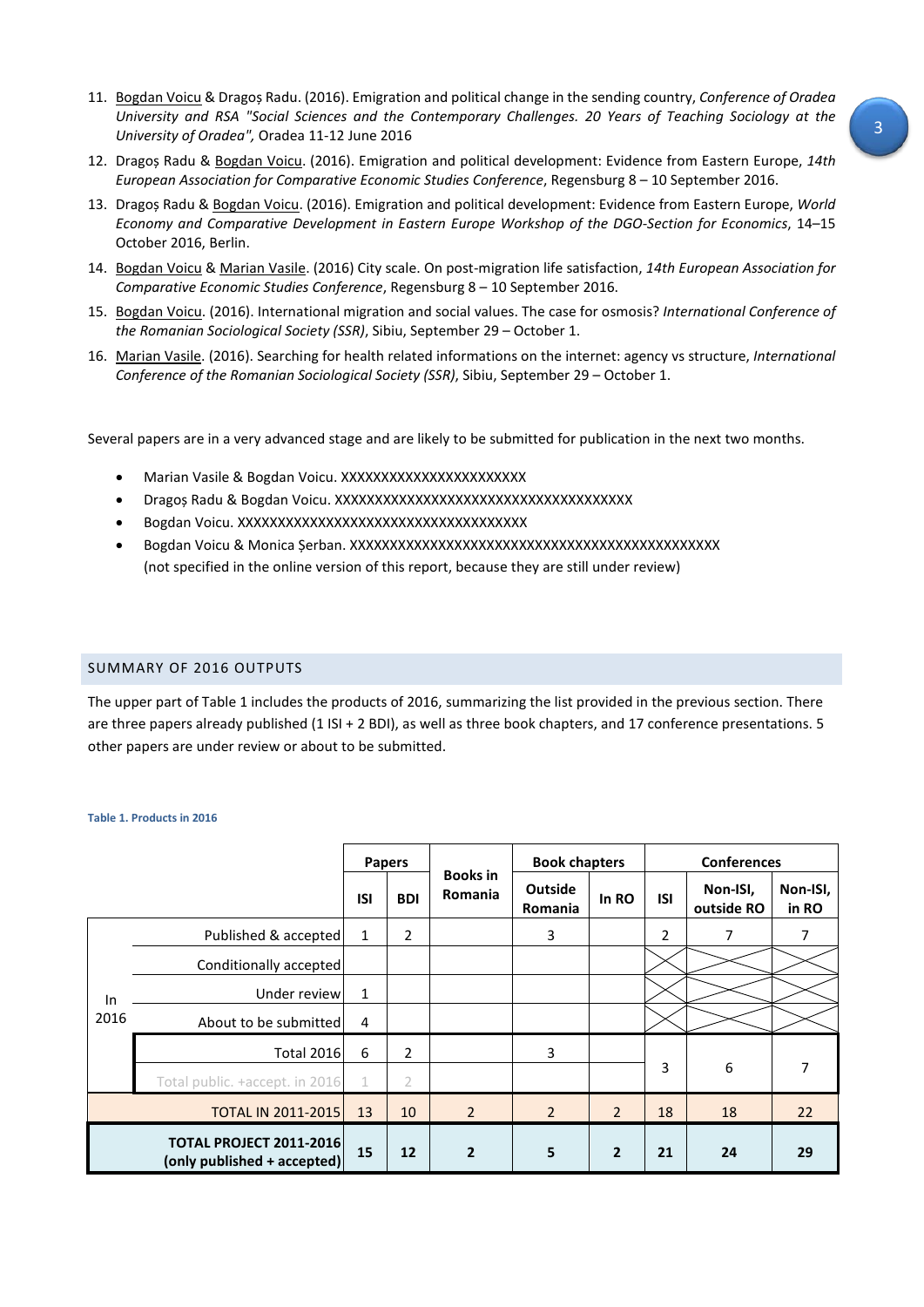11. Bogdan Voicu & Dragoș Radu. (2016). Emigration and political change in the sending country, *Conference of Oradea University and RSA "Social Sciences and the Contemporary Challenges. 20 Years of Teaching Sociology at the University of Oradea",* Oradea 11-12 June 2016
12. Dragoș Radu & Bogdan Voicu. (2016). Emigration and political development: Evidence from Eastern Europe, *14th European Association for Comparative Economic Studies Conference*, Regensburg 8 – 10 September 2016.
13. Dragoș Radu & Bogdan Voicu. (2016). Emigration and political development: Evidence from Eastern Europe, *World Economy and Comparative Development in Eastern Europe Workshop of the DGO-Section for Economics*, 14–15 October 2016, Berlin.
14. Bogdan Voicu & Marian Vasile. (2016) City scale. On post-migration life satisfaction, *14th European Association for Comparative Economic Studies Conference*, Regensburg 8 – 10 September 2016.
15. Bogdan Voicu. (2016). International migration and social values. The case for osmosis? *International Conference of the Romanian Sociological Society (SSR)*, Sibiu, September 29 – October 1.
16. Marian Vasile. (2016). Searching for health related informations on the internet: agency vs structure, *International Conference of the Romanian Sociological Society (SSR)*, Sibiu, September 29 – October 1.

Several papers are in a very advanced stage and are likely to be submitted for publication in the next two months.

- Marian Vasile & Bogdan Voicu. XXXXXXXXXXXXXXXXXXXXXX
- Dragoș Radu & Bogdan Voicu. XXXXXXXXXXXXXXXXXXXXXXXXXXXXXXXXXXXX
- Bogdan Voicu. XXXXXXXXXXXXXXXXXXXXXXXXXXXXXXXXXXX
- Bogdan Voicu & Monica Șerban. XXXXXXXXXXXXXXXXXXXXXXXXXXXXXXXXXXXXXXXXXXXXX (not specified in the online version of this report, because they are still under review)

## SUMMARY OF 2016 OUTPUTS

The upper part of Table 1 includes the products of 2016, summarizing the list provided in the previous section. There are three papers already published (1 ISI + 2 BDI), as well as three book chapters, and 17 conference presentations. 5 other papers are under review or about to be submitted.

**Table 1. Products in 2016**

| | | Papers | | Books in Romania | Book chapters | | Conferences | | |
|---|---|---|---|---|---|---|---|---|---|
| | | ISI | BDI | | Outside Romania | In RO | ISI | Non-ISI, outside RO | Non-ISI, in RO |
| In 2016 | Published & accepted | 1 | 2 | | 3 | | 2 | 7 | 7 |
| | Conditionally accepted | | | | | | | | |
| | Under review | 1 | | | | | | | |
| | About to be submitted | 4 | | | | | | | |
| | Total 2016 | 6 | 2 | | 3 | | 3 | 6 | 7 |
| | Total public. +accept. in 2016 | 1 | 2 | | | | | | |
| TOTAL IN 2011-2015 | | 13 | 10 | 2 | 2 | 2 | 18 | 18 | 22 |
| **TOTAL PROJECT 2011-2016 (only published + accepted)** | | **15** | **12** | **2** | **5** | **2** | **21** | **24** | **29** |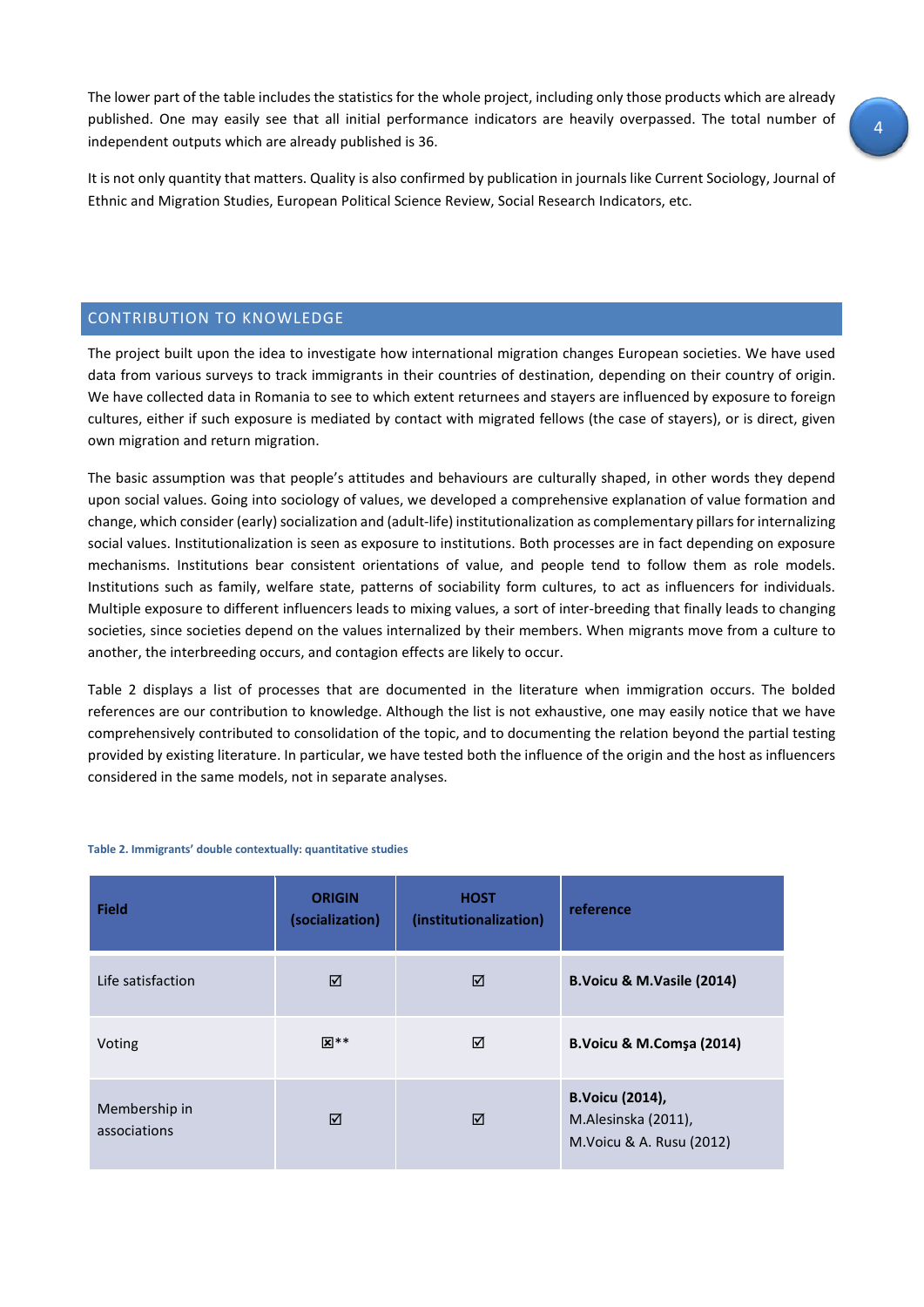The lower part of the table includes the statistics for the whole project, including only those products which are already published. One may easily see that all initial performance indicators are heavily overpassed. The total number of independent outputs which are already published is 36.

It is not only quantity that matters. Quality is also confirmed by publication in journals like Current Sociology, Journal of Ethnic and Migration Studies, European Political Science Review, Social Research Indicators, etc.

## CONTRIBUTION TO KNOWLEDGE

The project built upon the idea to investigate how international migration changes European societies. We have used data from various surveys to track immigrants in their countries of destination, depending on their country of origin. We have collected data in Romania to see to which extent returnees and stayers are influenced by exposure to foreign cultures, either if such exposure is mediated by contact with migrated fellows (the case of stayers), or is direct, given own migration and return migration.

The basic assumption was that people's attitudes and behaviours are culturally shaped, in other words they depend upon social values. Going into sociology of values, we developed a comprehensive explanation of value formation and change, which consider (early) socialization and (adult-life) institutionalization as complementary pillars for internalizing social values. Institutionalization is seen as exposure to institutions. Both processes are in fact depending on exposure mechanisms. Institutions bear consistent orientations of value, and people tend to follow them as role models. Institutions such as family, welfare state, patterns of sociability form cultures, to act as influencers for individuals. Multiple exposure to different influencers leads to mixing values, a sort of inter-breeding that finally leads to changing societies, since societies depend on the values internalized by their members. When migrants move from a culture to another, the interbreeding occurs, and contagion effects are likely to occur.

Table 2 displays a list of processes that are documented in the literature when immigration occurs. The bolded references are our contribution to knowledge. Although the list is not exhaustive, one may easily notice that we have comprehensively contributed to consolidation of the topic, and to documenting the relation beyond the partial testing provided by existing literature. In particular, we have tested both the influence of the origin and the host as influencers considered in the same models, not in separate analyses.

**Table 2. Immigrants' double contextually: quantitative studies**

| Field | ORIGIN (socialization) | HOST (institutionalization) | reference |
|---|---|---|---|
| Life satisfaction | ☑ | ☑ | **B.Voicu & M.Vasile (2014)** |
| Voting | ☒** | ☑ | **B.Voicu & M.Comşa (2014)** |
| Membership in associations | ☑ | ☑ | **B.Voicu (2014),** M.Alesinska (2011), M.Voicu & A. Rusu (2012) |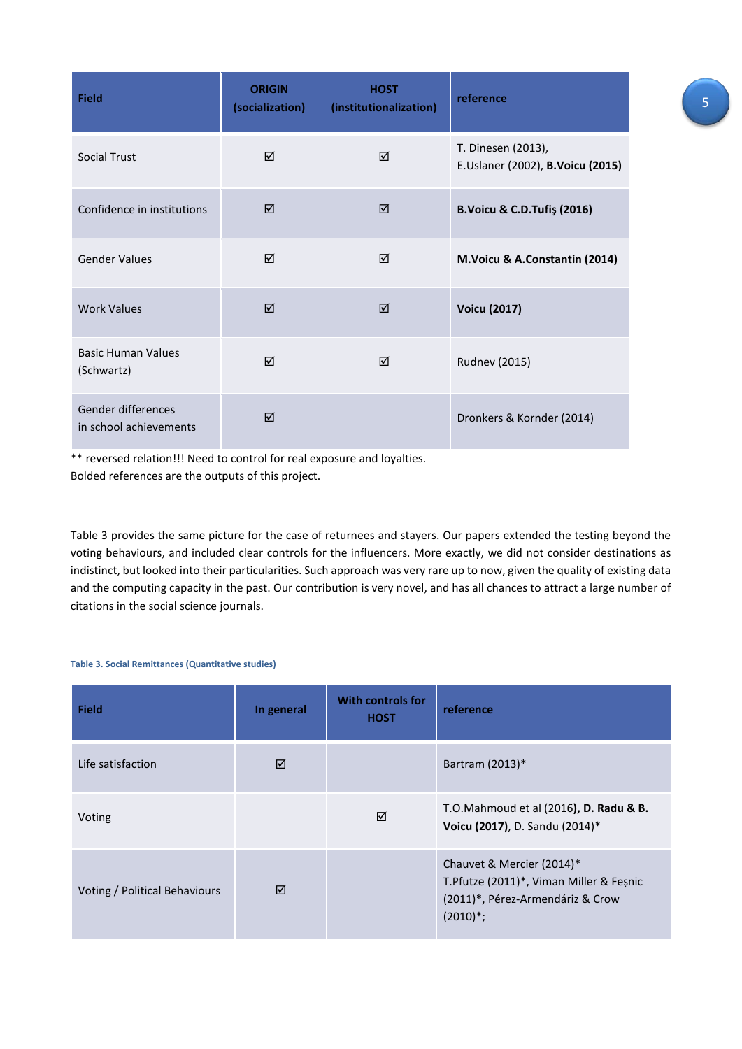| Field | ORIGIN (socialization) | HOST (institutionalization) | reference |
|---|---|---|---|
| Social Trust | ☑ | ☑ | T. Dinesen (2013), E.Uslaner (2002), **B.Voicu (2015)** |
| Confidence in institutions | ☑ | ☑ | **B.Voicu & C.D.Tufiş (2016)** |
| Gender Values | ☑ | ☑ | **M.Voicu & A.Constantin (2014)** |
| Work Values | ☑ | ☑ | **Voicu (2017)** |
| Basic Human Values (Schwartz) | ☑ | ☑ | Rudnev (2015) |
| Gender differences in school achievements | ☑ | | Dronkers & Kornder (2014) |

** reversed relation!!! Need to control for real exposure and loyalties.
Bolded references are the outputs of this project.

Table 3 provides the same picture for the case of returnees and stayers. Our papers extended the testing beyond the voting behaviours, and included clear controls for the influencers. More exactly, we did not consider destinations as indistinct, but looked into their particularities. Such approach was very rare up to now, given the quality of existing data and the computing capacity in the past. Our contribution is very novel, and has all chances to attract a large number of citations in the social science journals.

**Table 3. Social Remittances (Quantitative studies)**

| Field | In general | With controls for HOST | reference |
|---|---|---|---|
| Life satisfaction | ☑ | | Bartram (2013)* |
| Voting | | ☑ | T.O.Mahmoud et al (2016)**, D. Radu & B. Voicu (2017)**, D. Sandu (2014)* |
| Voting / Political Behaviours | ☑ | | Chauvet & Mercier (2014)* T.Pfutze (2011)*, Viman Miller & Feşnic (2011)*, Pérez-Armendáriz & Crow (2010)*; |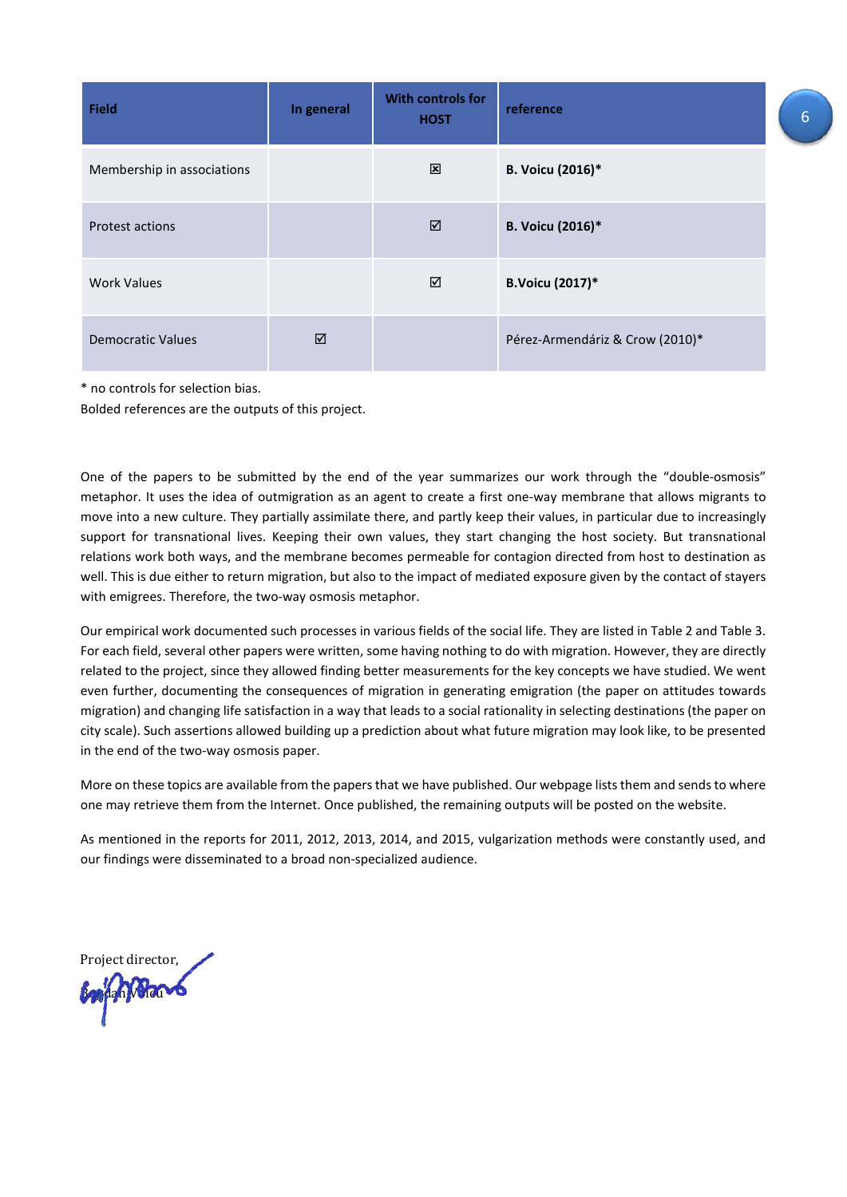| Field | In general | With controls for HOST | reference |
|---|---|---|---|
| Membership in associations | | ☒ | **B. Voicu (2016)*** |
| Protest actions | | ☑ | **B. Voicu (2016)*** |
| Work Values | | ☑ | **B.Voicu (2017)*** |
| Democratic Values | ☑ | | Pérez-Armendáriz & Crow (2010)* |

* no controls for selection bias.

Bolded references are the outputs of this project.

One of the papers to be submitted by the end of the year summarizes our work through the "double-osmosis" metaphor. It uses the idea of outmigration as an agent to create a first one-way membrane that allows migrants to move into a new culture. They partially assimilate there, and partly keep their values, in particular due to increasingly support for transnational lives. Keeping their own values, they start changing the host society. But transnational relations work both ways, and the membrane becomes permeable for contagion directed from host to destination as well. This is due either to return migration, but also to the impact of mediated exposure given by the contact of stayers with emigrees. Therefore, the two-way osmosis metaphor.

Our empirical work documented such processes in various fields of the social life. They are listed in Table 2 and Table 3. For each field, several other papers were written, some having nothing to do with migration. However, they are directly related to the project, since they allowed finding better measurements for the key concepts we have studied. We went even further, documenting the consequences of migration in generating emigration (the paper on attitudes towards migration) and changing life satisfaction in a way that leads to a social rationality in selecting destinations (the paper on city scale). Such assertions allowed building up a prediction about what future migration may look like, to be presented in the end of the two-way osmosis paper.

More on these topics are available from the papers that we have published. Our webpage lists them and sends to where one may retrieve them from the Internet. Once published, the remaining outputs will be posted on the website.

As mentioned in the reports for 2011, 2012, 2013, 2014, and 2015, vulgarization methods were constantly used, and our findings were disseminated to a broad non-specialized audience.

Project director,

Bogdan Voicu